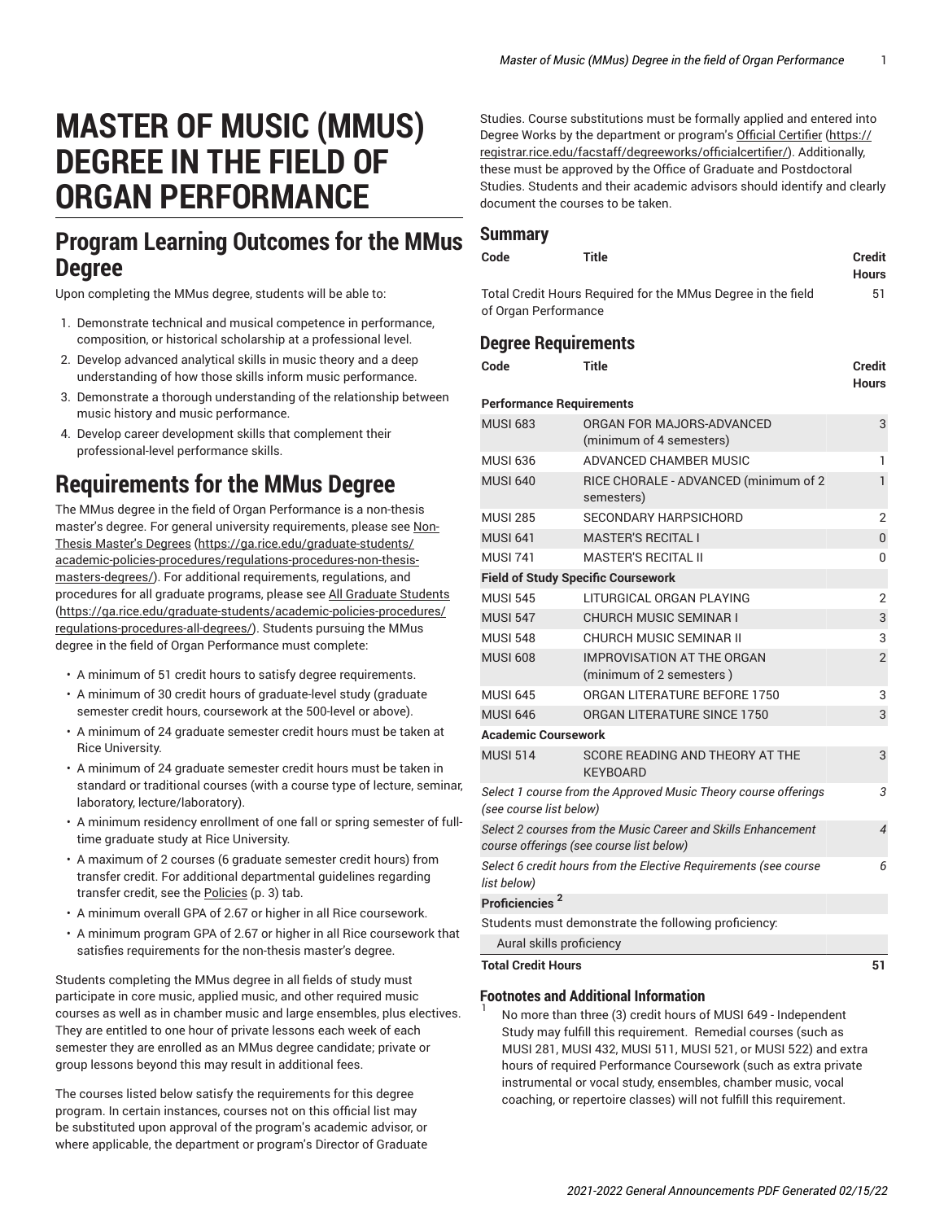# MASTER OF MUSIC (MMUS) DEGREE IN THE FIELD OF ORGAN PERFORMANCE

## Program Learning Outcomes for the MMus Degree

Upon completing the MMus degree, students will be able to:

1. Demonstrate technical and musical competence in performance, composition, or historical scholarship at a professional level.
2. Develop advanced analytical skills in music theory and a deep understanding of how those skills inform music performance.
3. Demonstrate a thorough understanding of the relationship between music history and music performance.
4. Develop career development skills that complement their professional-level performance skills.

## Requirements for the MMus Degree

The MMus degree in the field of Organ Performance is a non-thesis master's degree. For general university requirements, please see Non-Thesis Master's Degrees (https://ga.rice.edu/graduate-students/academic-policies-procedures/regulations-procedures-non-thesis-masters-degrees/). For additional requirements, regulations, and procedures for all graduate programs, please see All Graduate Students (https://ga.rice.edu/graduate-students/academic-policies-procedures/regulations-procedures-all-degrees/). Students pursuing the MMus degree in the field of Organ Performance must complete:

- A minimum of 51 credit hours to satisfy degree requirements.
- A minimum of 30 credit hours of graduate-level study (graduate semester credit hours, coursework at the 500-level or above).
- A minimum of 24 graduate semester credit hours must be taken at Rice University.
- A minimum of 24 graduate semester credit hours must be taken in standard or traditional courses (with a course type of lecture, seminar, laboratory, lecture/laboratory).
- A minimum residency enrollment of one fall or spring semester of full-time graduate study at Rice University.
- A maximum of 2 courses (6 graduate semester credit hours) from transfer credit. For additional departmental guidelines regarding transfer credit, see the Policies (p. 3) tab.
- A minimum overall GPA of 2.67 or higher in all Rice coursework.
- A minimum program GPA of 2.67 or higher in all Rice coursework that satisfies requirements for the non-thesis master's degree.

Students completing the MMus degree in all fields of study must participate in core music, applied music, and other required music courses as well as in chamber music and large ensembles, plus electives. They are entitled to one hour of private lessons each week of each semester they are enrolled as an MMus degree candidate; private or group lessons beyond this may result in additional fees.

The courses listed below satisfy the requirements for this degree program. In certain instances, courses not on this official list may be substituted upon approval of the program's academic advisor, or where applicable, the department or program's Director of Graduate Studies. Course substitutions must be formally applied and entered into Degree Works by the department or program's Official Certifier (https://registrar.rice.edu/facstaff/degreeworks/officialcertifier/). Additionally, these must be approved by the Office of Graduate and Postdoctoral Studies. Students and their academic advisors should identify and clearly document the courses to be taken.

### Summary

| Code | Title | Credit Hours |
|---|---|---|
| Total Credit Hours Required for the MMus Degree in the field of Organ Performance | | 51 |

### Degree Requirements

| Code | Title | Credit Hours |
|---|---|---|
| **Performance Requirements** | | |
| MUSI 683 | ORGAN FOR MAJORS-ADVANCED (minimum of 4 semesters) | 3 |
| MUSI 636 | ADVANCED CHAMBER MUSIC | 1 |
| MUSI 640 | RICE CHORALE - ADVANCED (minimum of 2 semesters) | 1 |
| MUSI 285 | SECONDARY HARPSICHORD | 2 |
| MUSI 641 | MASTER'S RECITAL I | 0 |
| MUSI 741 | MASTER'S RECITAL II | 0 |
| **Field of Study Specific Coursework** | | |
| MUSI 545 | LITURGICAL ORGAN PLAYING | 2 |
| MUSI 547 | CHURCH MUSIC SEMINAR I | 3 |
| MUSI 548 | CHURCH MUSIC SEMINAR II | 3 |
| MUSI 608 | IMPROVISATION AT THE ORGAN (minimum of 2 semesters ) | 2 |
| MUSI 645 | ORGAN LITERATURE BEFORE 1750 | 3 |
| MUSI 646 | ORGAN LITERATURE SINCE 1750 | 3 |
| **Academic Coursework** | | |
| MUSI 514 | SCORE READING AND THEORY AT THE KEYBOARD | 3 |
| *Select 1 course from the Approved Music Theory course offerings (see course list below)* | | *3* |
| *Select 2 courses from the Music Career and Skills Enhancement course offerings (see course list below)* | | *4* |
| *Select 6 credit hours from the Elective Requirements (see course list below)* | | *6* |
| **Proficiencies [2]** | | |
| Students must demonstrate the following proficiency: | | |
| Aural skills proficiency | | |
| **Total Credit Hours** | | **51** |

#### Footnotes and Additional Information

[1] No more than three (3) credit hours of MUSI 649 - Independent Study may fulfill this requirement. Remedial courses (such as MUSI 281, MUSI 432, MUSI 511, MUSI 521, or MUSI 522) and extra hours of required Performance Coursework (such as extra private instrumental or vocal study, ensembles, chamber music, vocal coaching, or repertoire classes) will not fulfill this requirement.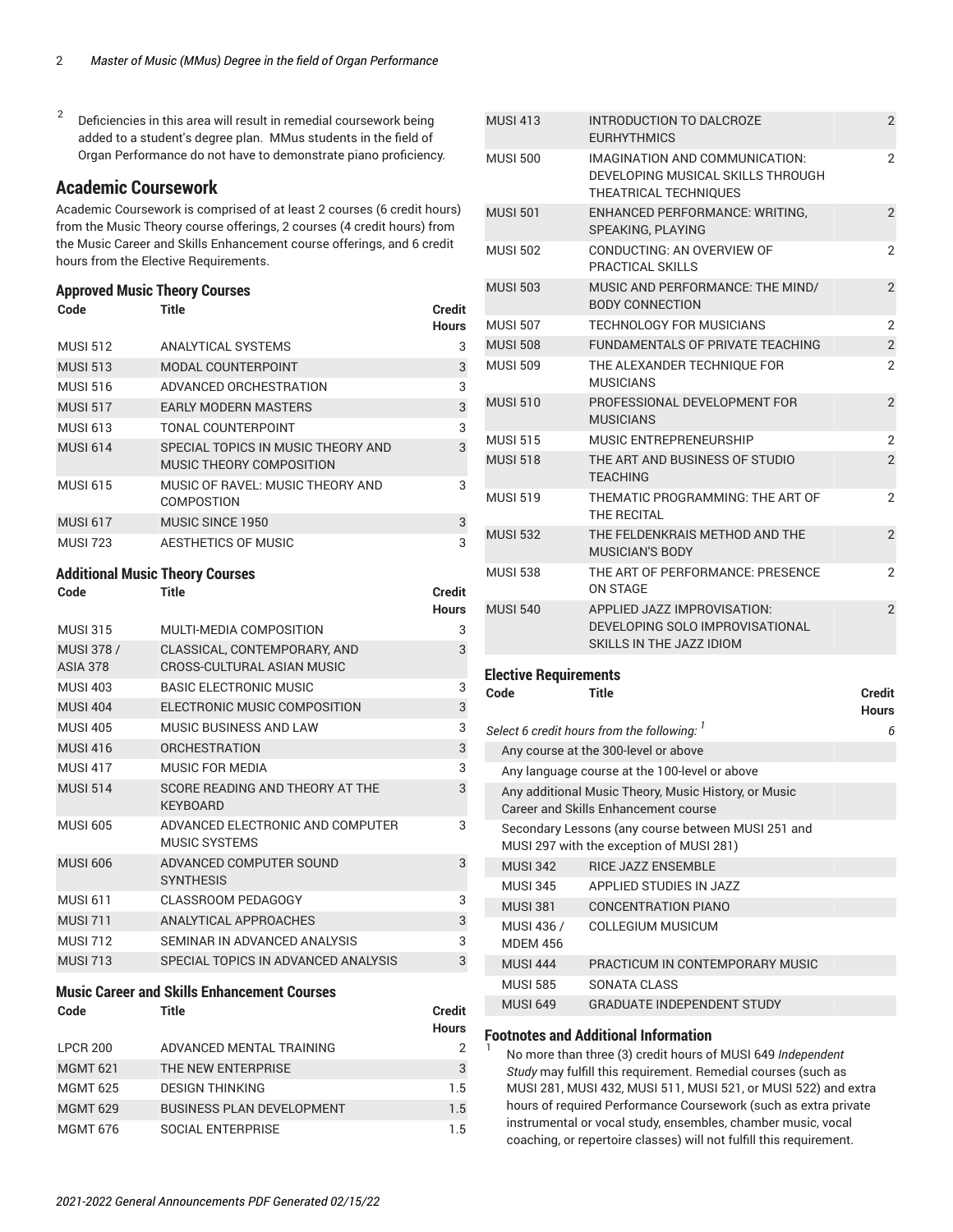2 Deficiencies in this area will result in remedial coursework being added to a student's degree plan. MMus students in the field of Organ Performance do not have to demonstrate piano proficiency.

## Academic Coursework

Academic Coursework is comprised of at least 2 courses (6 credit hours) from the Music Theory course offerings, 2 courses (4 credit hours) from the Music Career and Skills Enhancement course offerings, and 6 credit hours from the Elective Requirements.

### Approved Music Theory Courses

| Code | Title | Credit Hours |
|---|---|---|
| MUSI 512 | ANALYTICAL SYSTEMS | 3 |
| MUSI 513 | MODAL COUNTERPOINT | 3 |
| MUSI 516 | ADVANCED ORCHESTRATION | 3 |
| MUSI 517 | EARLY MODERN MASTERS | 3 |
| MUSI 613 | TONAL COUNTERPOINT | 3 |
| MUSI 614 | SPECIAL TOPICS IN MUSIC THEORY AND MUSIC THEORY COMPOSITION | 3 |
| MUSI 615 | MUSIC OF RAVEL: MUSIC THEORY AND COMPOSTION | 3 |
| MUSI 617 | MUSIC SINCE 1950 | 3 |
| MUSI 723 | AESTHETICS OF MUSIC | 3 |

### Additional Music Theory Courses

| Code | Title | Credit Hours |
|---|---|---|
| MUSI 315 | MULTI-MEDIA COMPOSITION | 3 |
| MUSI 378 / ASIA 378 | CLASSICAL, CONTEMPORARY, AND CROSS-CULTURAL ASIAN MUSIC | 3 |
| MUSI 403 | BASIC ELECTRONIC MUSIC | 3 |
| MUSI 404 | ELECTRONIC MUSIC COMPOSITION | 3 |
| MUSI 405 | MUSIC BUSINESS AND LAW | 3 |
| MUSI 416 | ORCHESTRATION | 3 |
| MUSI 417 | MUSIC FOR MEDIA | 3 |
| MUSI 514 | SCORE READING AND THEORY AT THE KEYBOARD | 3 |
| MUSI 605 | ADVANCED ELECTRONIC AND COMPUTER MUSIC SYSTEMS | 3 |
| MUSI 606 | ADVANCED COMPUTER SOUND SYNTHESIS | 3 |
| MUSI 611 | CLASSROOM PEDAGOGY | 3 |
| MUSI 711 | ANALYTICAL APPROACHES | 3 |
| MUSI 712 | SEMINAR IN ADVANCED ANALYSIS | 3 |
| MUSI 713 | SPECIAL TOPICS IN ADVANCED ANALYSIS | 3 |

### Music Career and Skills Enhancement Courses

| Code | Title | Credit Hours |
|---|---|---|
| LPCR 200 | ADVANCED MENTAL TRAINING | 2 |
| MGMT 621 | THE NEW ENTERPRISE | 3 |
| MGMT 625 | DESIGN THINKING | 1.5 |
| MGMT 629 | BUSINESS PLAN DEVELOPMENT | 1.5 |
| MGMT 676 | SOCIAL ENTERPRISE | 1.5 |
| MUSI 413 | INTRODUCTION TO DALCROZE EURHYTHMICS | 2 |
| MUSI 500 | IMAGINATION AND COMMUNICATION: DEVELOPING MUSICAL SKILLS THROUGH THEATRICAL TECHNIQUES | 2 |
| MUSI 501 | ENHANCED PERFORMANCE: WRITING, SPEAKING, PLAYING | 2 |
| MUSI 502 | CONDUCTING: AN OVERVIEW OF PRACTICAL SKILLS | 2 |
| MUSI 503 | MUSIC AND PERFORMANCE: THE MIND/BODY CONNECTION | 2 |
| MUSI 507 | TECHNOLOGY FOR MUSICIANS | 2 |
| MUSI 508 | FUNDAMENTALS OF PRIVATE TEACHING | 2 |
| MUSI 509 | THE ALEXANDER TECHNIQUE FOR MUSICIANS | 2 |
| MUSI 510 | PROFESSIONAL DEVELOPMENT FOR MUSICIANS | 2 |
| MUSI 515 | MUSIC ENTREPRENEURSHIP | 2 |
| MUSI 518 | THE ART AND BUSINESS OF STUDIO TEACHING | 2 |
| MUSI 519 | THEMATIC PROGRAMMING: THE ART OF THE RECITAL | 2 |
| MUSI 532 | THE FELDENKRAIS METHOD AND THE MUSICIAN'S BODY | 2 |
| MUSI 538 | THE ART OF PERFORMANCE: PRESENCE ON STAGE | 2 |
| MUSI 540 | APPLIED JAZZ IMPROVISATION: DEVELOPING SOLO IMPROVISATIONAL SKILLS IN THE JAZZ IDIOM | 2 |

### Elective Requirements

| Code | Title | Credit Hours |
|---|---|---|
| *Select 6 credit hours from the following:* [1] | | 6 |
| Any course at the 300-level or above | | |
| Any language course at the 100-level or above | | |
| Any additional Music Theory, Music History, or Music Career and Skills Enhancement course | | |
| Secondary Lessons (any course between MUSI 251 and MUSI 297 with the exception of MUSI 281) | | |
| MUSI 342 | RICE JAZZ ENSEMBLE | |
| MUSI 345 | APPLIED STUDIES IN JAZZ | |
| MUSI 381 | CONCENTRATION PIANO | |
| MUSI 436 / MDEM 456 | COLLEGIUM MUSICUM | |
| MUSI 444 | PRACTICUM IN CONTEMPORARY MUSIC | |
| MUSI 585 | SONATA CLASS | |
| MUSI 649 | GRADUATE INDEPENDENT STUDY | |

### Footnotes and Additional Information

1 No more than three (3) credit hours of MUSI 649 *Independent Study* may fulfill this requirement. Remedial courses (such as MUSI 281, MUSI 432, MUSI 511, MUSI 521, or MUSI 522) and extra hours of required Performance Coursework (such as extra private instrumental or vocal study, ensembles, chamber music, vocal coaching, or repertoire classes) will not fulfill this requirement.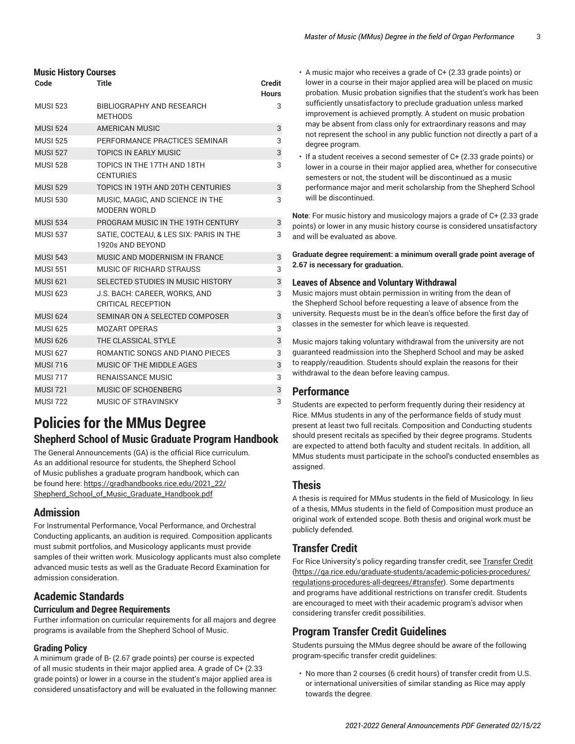### Music History Courses

| Code | Title | Credit Hours |
|---|---|---|
| MUSI 523 | BIBLIOGRAPHY AND RESEARCH METHODS | 3 |
| MUSI 524 | AMERICAN MUSIC | 3 |
| MUSI 525 | PERFORMANCE PRACTICES SEMINAR | 3 |
| MUSI 527 | TOPICS IN EARLY MUSIC | 3 |
| MUSI 528 | TOPICS IN THE 17TH AND 18TH CENTURIES | 3 |
| MUSI 529 | TOPICS IN 19TH AND 20TH CENTURIES | 3 |
| MUSI 530 | MUSIC, MAGIC, AND SCIENCE IN THE MODERN WORLD | 3 |
| MUSI 534 | PROGRAM MUSIC IN THE 19TH CENTURY | 3 |
| MUSI 537 | SATIE, COCTEAU, & LES SIX: PARIS IN THE 1920s AND BEYOND | 3 |
| MUSI 543 | MUSIC AND MODERNISM IN FRANCE | 3 |
| MUSI 551 | MUSIC OF RICHARD STRAUSS | 3 |
| MUSI 621 | SELECTED STUDIES IN MUSIC HISTORY | 3 |
| MUSI 623 | J.S. BACH: CAREER, WORKS, AND CRITICAL RECEPTION | 3 |
| MUSI 624 | SEMINAR ON A SELECTED COMPOSER | 3 |
| MUSI 625 | MOZART OPERAS | 3 |
| MUSI 626 | THE CLASSICAL STYLE | 3 |
| MUSI 627 | ROMANTIC SONGS AND PIANO PIECES | 3 |
| MUSI 716 | MUSIC OF THE MIDDLE AGES | 3 |
| MUSI 717 | RENAISSANCE MUSIC | 3 |
| MUSI 721 | MUSIC OF SCHOENBERG | 3 |
| MUSI 722 | MUSIC OF STRAVINSKY | 3 |

# Policies for the MMus Degree

## Shepherd School of Music Graduate Program Handbook

The General Announcements (GA) is the official Rice curriculum. As an additional resource for students, the Shepherd School of Music publishes a graduate program handbook, which can be found here: https://gradhandbooks.rice.edu/2021_22/Shepherd_School_of_Music_Graduate_Handbook.pdf

## Admission

For Instrumental Performance, Vocal Performance, and Orchestral Conducting applicants, an audition is required. Composition applicants must submit portfolios, and Musicology applicants must provide samples of their written work. Musicology applicants must also complete advanced music tests as well as the Graduate Record Examination for admission consideration.

## Academic Standards

### Curriculum and Degree Requirements

Further information on curricular requirements for all majors and degree programs is available from the Shepherd School of Music.

### Grading Policy

A minimum grade of B- (2.67 grade points) per course is expected of all music students in their major applied area. A grade of C+ (2.33 grade points) or lower in a course in the student's major applied area is considered unsatisfactory and will be evaluated in the following manner:

- A music major who receives a grade of C+ (2.33 grade points) or lower in a course in their major applied area will be placed on music probation. Music probation signifies that the student's work has been sufficiently unsatisfactory to preclude graduation unless marked improvement is achieved promptly. A student on music probation may be absent from class only for extraordinary reasons and may not represent the school in any public function not directly a part of a degree program.
- If a student receives a second semester of C+ (2.33 grade points) or lower in a course in their major applied area, whether for consecutive semesters or not, the student will be discontinued as a music performance major and merit scholarship from the Shepherd School will be discontinued.

**Note**: For music history and musicology majors a grade of C+ (2.33 grade points) or lower in any music history course is considered unsatisfactory and will be evaluated as above.

**Graduate degree requirement: a minimum overall grade point average of 2.67 is necessary for graduation.**

### Leaves of Absence and Voluntary Withdrawal

Music majors must obtain permission in writing from the dean of the Shepherd School before requesting a leave of absence from the university. Requests must be in the dean's office before the first day of classes in the semester for which leave is requested.

Music majors taking voluntary withdrawal from the university are not guaranteed readmission into the Shepherd School and may be asked to reapply/reaudition. Students should explain the reasons for their withdrawal to the dean before leaving campus.

## Performance

Students are expected to perform frequently during their residency at Rice. MMus students in any of the performance fields of study must present at least two full recitals. Composition and Conducting students should present recitals as specified by their degree programs. Students are expected to attend both faculty and student recitals. In addition, all MMus students must participate in the school's conducted ensembles as assigned.

## Thesis

A thesis is required for MMus students in the field of Musicology. In lieu of a thesis, MMus students in the field of Composition must produce an original work of extended scope. Both thesis and original work must be publicly defended.

## Transfer Credit

For Rice University's policy regarding transfer credit, see Transfer Credit (https://ga.rice.edu/graduate-students/academic-policies-procedures/regulations-procedures-all-degrees/#transfer). Some departments and programs have additional restrictions on transfer credit. Students are encouraged to meet with their academic program's advisor when considering transfer credit possibilities.

## Program Transfer Credit Guidelines

Students pursuing the MMus degree should be aware of the following program-specific transfer credit guidelines:

- No more than 2 courses (6 credit hours) of transfer credit from U.S. or international universities of similar standing as Rice may apply towards the degree.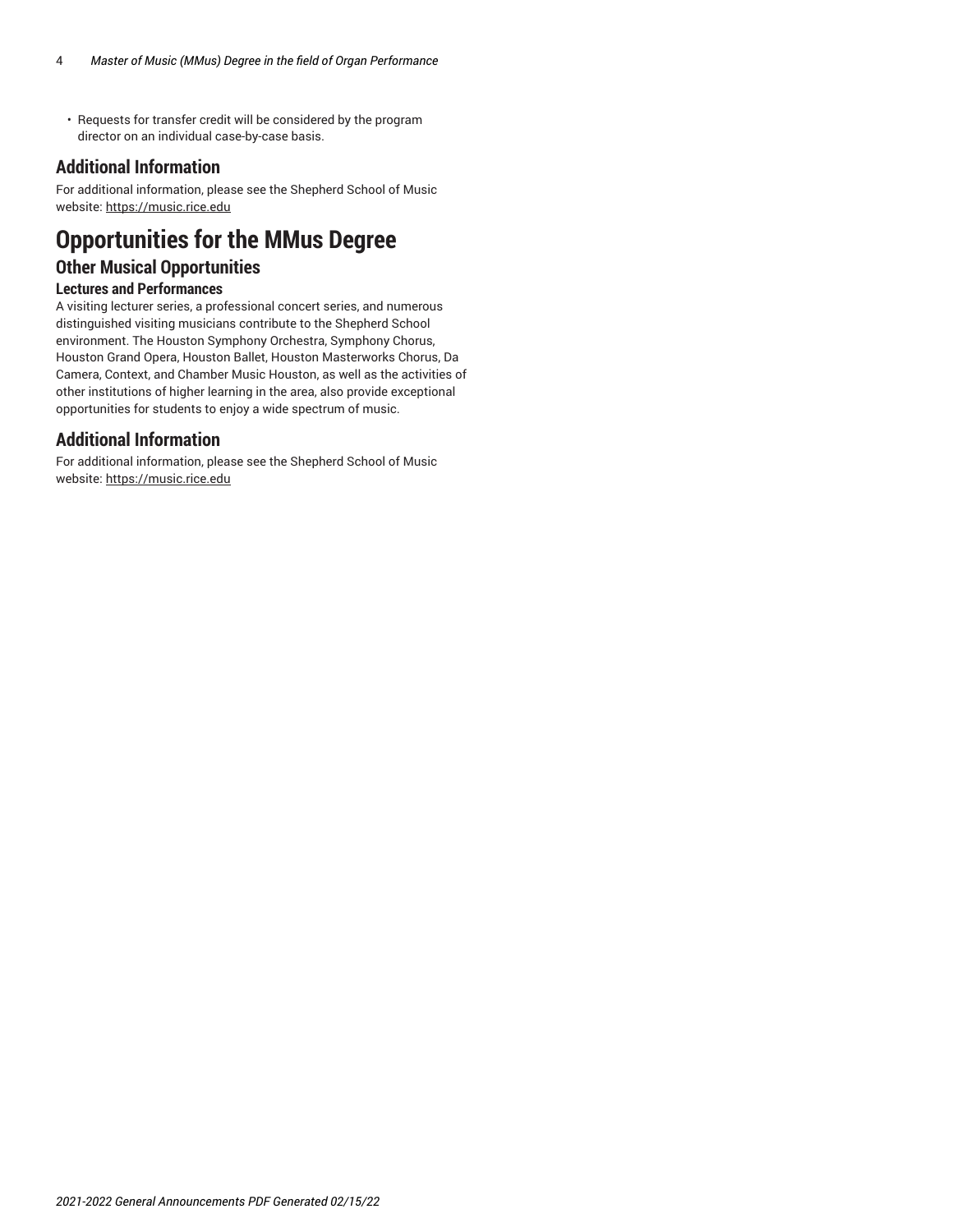- Requests for transfer credit will be considered by the program director on an individual case-by-case basis.

## Additional Information

For additional information, please see the Shepherd School of Music website: https://music.rice.edu

# Opportunities for the MMus Degree

## Other Musical Opportunities

### Lectures and Performances

A visiting lecturer series, a professional concert series, and numerous distinguished visiting musicians contribute to the Shepherd School environment. The Houston Symphony Orchestra, Symphony Chorus, Houston Grand Opera, Houston Ballet, Houston Masterworks Chorus, Da Camera, Context, and Chamber Music Houston, as well as the activities of other institutions of higher learning in the area, also provide exceptional opportunities for students to enjoy a wide spectrum of music.

## Additional Information

For additional information, please see the Shepherd School of Music website: https://music.rice.edu